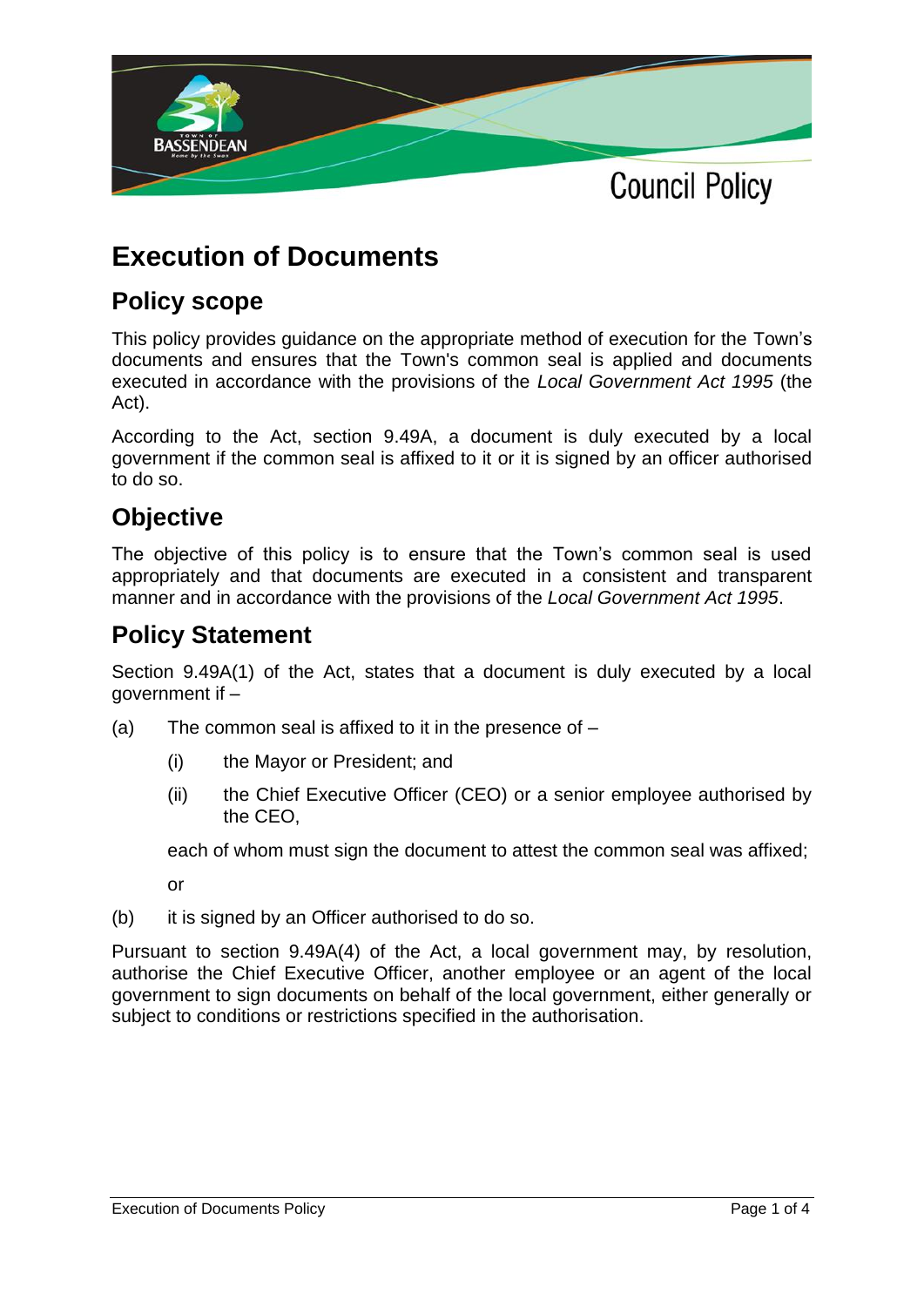Council Policy

# Execution of Documents

## Policy scope

This policy provides guidance on the appropriate method of execution for the Town's documents and ensures that the Town's common seal is applied and documents executed in accordance with the provisions of the *Local Government Act 1995* (the Act).

According to the Act, section 9.49A, a document is duly executed by a local government if the common seal is affixed to it or it is signed by an officer authorised to do so.

## Objective

The objective of this policy is to ensure that the Town's common seal is used appropriately and that documents are executed in a consistent and transparent manner and in accordance with the provisions of the *Local Government Act 1995*.

## Policy Statement

Section 9.49A(1) of the Act, states that a document is duly executed by a local government if –

(a) The common seal is affixed to it in the presence of –

  (i) the Mayor or President; and

  (ii) the Chief Executive Officer (CEO) or a senior employee authorised by the CEO,

  each of whom must sign the document to attest the common seal was affixed;

  or

(b) it is signed by an Officer authorised to do so.

Pursuant to section 9.49A(4) of the Act, a local government may, by resolution, authorise the Chief Executive Officer, another employee or an agent of the local government to sign documents on behalf of the local government, either generally or subject to conditions or restrictions specified in the authorisation.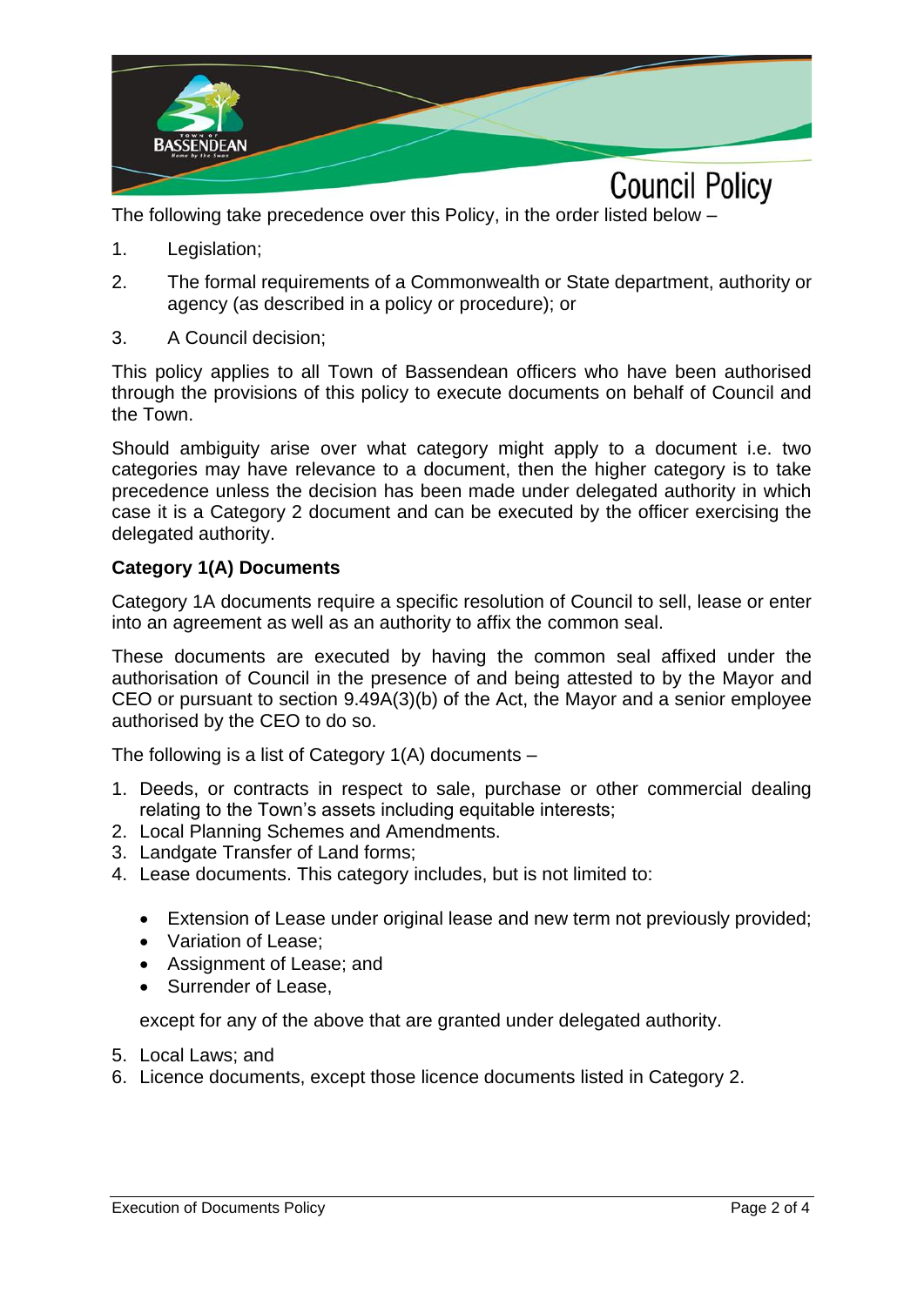The following take precedence over this Policy, in the order listed below –

1. Legislation;
2. The formal requirements of a Commonwealth or State department, authority or agency (as described in a policy or procedure); or
3. A Council decision;

This policy applies to all Town of Bassendean officers who have been authorised through the provisions of this policy to execute documents on behalf of Council and the Town.

Should ambiguity arise over what category might apply to a document i.e. two categories may have relevance to a document, then the higher category is to take precedence unless the decision has been made under delegated authority in which case it is a Category 2 document and can be executed by the officer exercising the delegated authority.

**Category 1(A) Documents**

Category 1A documents require a specific resolution of Council to sell, lease or enter into an agreement as well as an authority to affix the common seal.

These documents are executed by having the common seal affixed under the authorisation of Council in the presence of and being attested to by the Mayor and CEO or pursuant to section 9.49A(3)(b) of the Act, the Mayor and a senior employee authorised by the CEO to do so.

The following is a list of Category 1(A) documents –

1. Deeds, or contracts in respect to sale, purchase or other commercial dealing relating to the Town's assets including equitable interests;
2. Local Planning Schemes and Amendments.
3. Landgate Transfer of Land forms;
4. Lease documents. This category includes, but is not limited to:
   - Extension of Lease under original lease and new term not previously provided;
   - Variation of Lease;
   - Assignment of Lease; and
   - Surrender of Lease,

   except for any of the above that are granted under delegated authority.
5. Local Laws; and
6. Licence documents, except those licence documents listed in Category 2.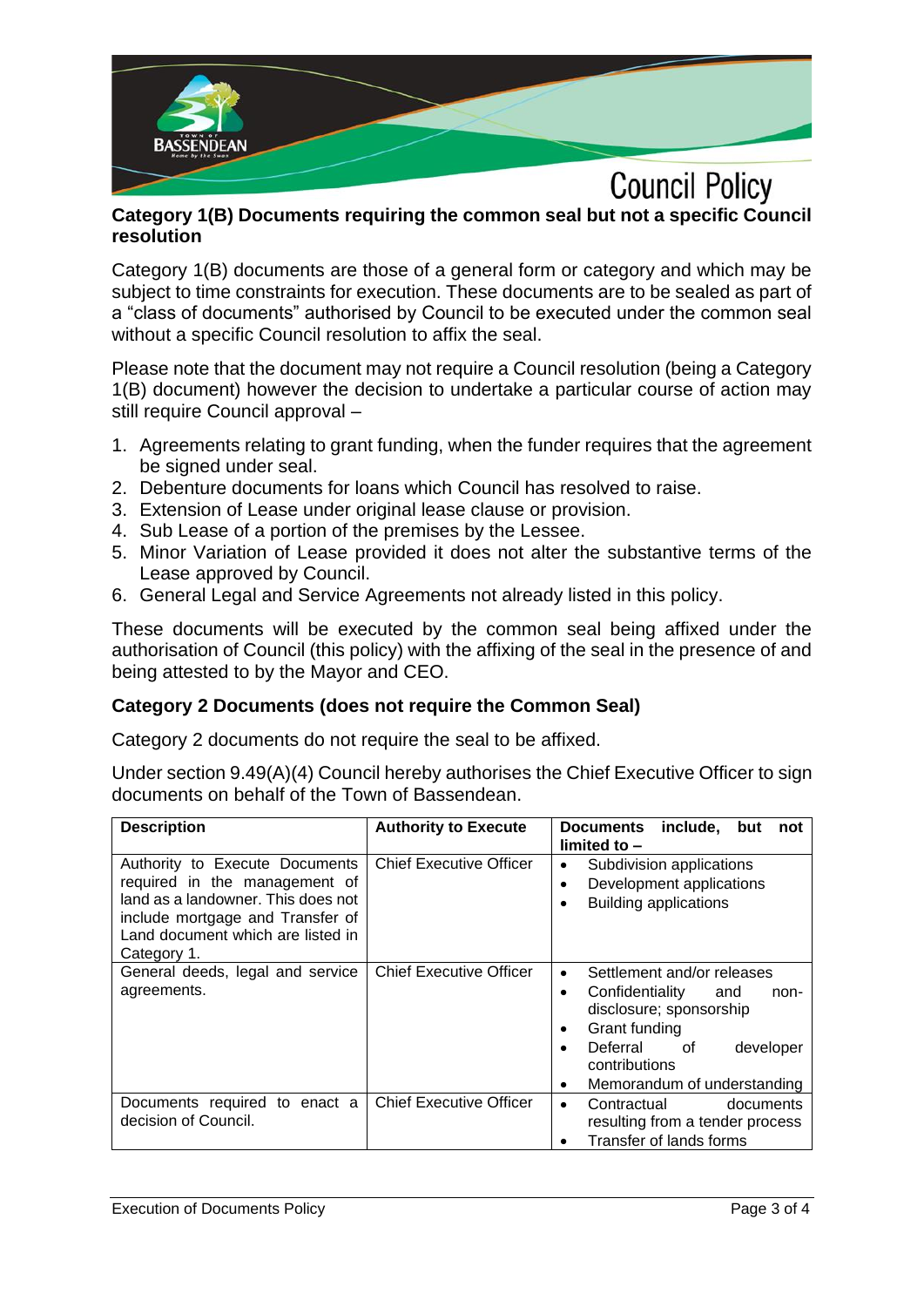### Category 1(B) Documents requiring the common seal but not a specific Council resolution

Category 1(B) documents are those of a general form or category and which may be subject to time constraints for execution. These documents are to be sealed as part of a "class of documents" authorised by Council to be executed under the common seal without a specific Council resolution to affix the seal.

Please note that the document may not require a Council resolution (being a Category 1(B) document) however the decision to undertake a particular course of action may still require Council approval –

1. Agreements relating to grant funding, when the funder requires that the agreement be signed under seal.
2. Debenture documents for loans which Council has resolved to raise.
3. Extension of Lease under original lease clause or provision.
4. Sub Lease of a portion of the premises by the Lessee.
5. Minor Variation of Lease provided it does not alter the substantive terms of the Lease approved by Council.
6. General Legal and Service Agreements not already listed in this policy.

These documents will be executed by the common seal being affixed under the authorisation of Council (this policy) with the affixing of the seal in the presence of and being attested to by the Mayor and CEO.

### Category 2 Documents (does not require the Common Seal)

Category 2 documents do not require the seal to be affixed.

Under section 9.49(A)(4) Council hereby authorises the Chief Executive Officer to sign documents on behalf of the Town of Bassendean.

| Description | Authority to Execute | Documents include, but not limited to – |
|---|---|---|
| Authority to Execute Documents required in the management of land as a landowner. This does not include mortgage and Transfer of Land document which are listed in Category 1. | Chief Executive Officer | • Subdivision applications<br>• Development applications<br>• Building applications |
| General deeds, legal and service agreements. | Chief Executive Officer | • Settlement and/or releases<br>• Confidentiality and non-disclosure; sponsorship<br>• Grant funding<br>• Deferral of developer contributions<br>• Memorandum of understanding |
| Documents required to enact a decision of Council. | Chief Executive Officer | • Contractual documents resulting from a tender process<br>• Transfer of lands forms |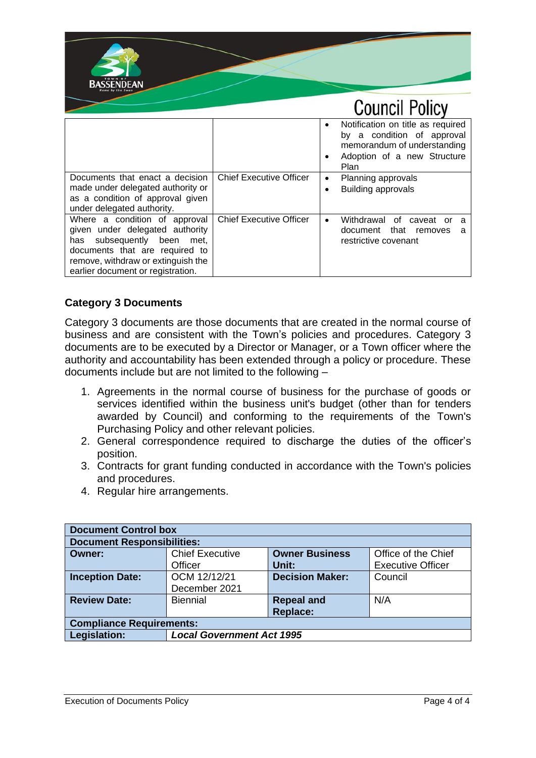| | | |
|---|---|---|
| | | • Notification on title as required by a condition of approval memorandum of understanding<br>• Adoption of a new Structure Plan |
| Documents that enact a decision made under delegated authority or as a condition of approval given under delegated authority. | Chief Executive Officer | • Planning approvals<br>• Building approvals |
| Where a condition of approval given under delegated authority has subsequently been met, documents that are required to remove, withdraw or extinguish the earlier document or registration. | Chief Executive Officer | • Withdrawal of caveat or a document that removes a restrictive covenant |

### Category 3 Documents

Category 3 documents are those documents that are created in the normal course of business and are consistent with the Town's policies and procedures. Category 3 documents are to be executed by a Director or Manager, or a Town officer where the authority and accountability has been extended through a policy or procedure. These documents include but are not limited to the following –

1. Agreements in the normal course of business for the purchase of goods or services identified within the business unit's budget (other than for tenders awarded by Council) and conforming to the requirements of the Town's Purchasing Policy and other relevant policies.
2. General correspondence required to discharge the duties of the officer's position.
3. Contracts for grant funding conducted in accordance with the Town's policies and procedures.
4. Regular hire arrangements.

| **Document Control box** | | | |
|---|---|---|---|
| **Document Responsibilities:** | | | |
| **Owner:** | Chief Executive Officer | **Owner Business Unit:** | Office of the Chief Executive Officer |
| **Inception Date:** | OCM 12/12/21 December 2021 | **Decision Maker:** | Council |
| **Review Date:** | Biennial | **Repeal and Replace:** | N/A |
| **Compliance Requirements:** | | | |
| **Legislation:** | ***Local Government Act 1995*** | | |